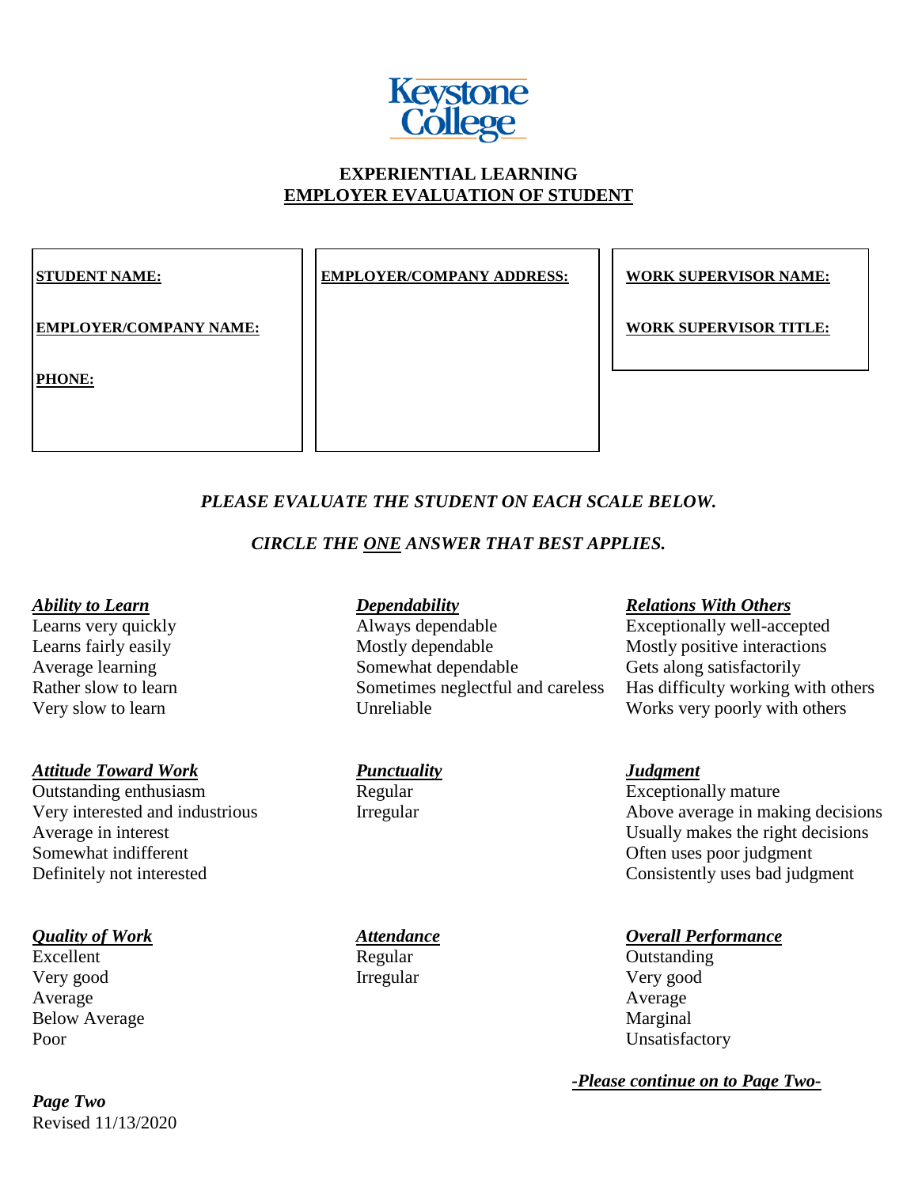Keystone College

# EXPERIENTIAL LEARNING
## EMPLOYER EVALUATION OF STUDENT

**STUDENT NAME:**

**EMPLOYER/COMPANY NAME:**

**PHONE:**

**EMPLOYER/COMPANY ADDRESS:**

**WORK SUPERVISOR NAME:**

**WORK SUPERVISOR TITLE:**

***PLEASE EVALUATE THE STUDENT ON EACH SCALE BELOW.***

***CIRCLE THE ONE ANSWER THAT BEST APPLIES.***

***Ability to Learn***
- Learns very quickly
- Learns fairly easily
- Average learning
- Rather slow to learn
- Very slow to learn

***Attitude Toward Work***
- Outstanding enthusiasm
- Very interested and industrious
- Average in interest
- Somewhat indifferent
- Definitely not interested

***Quality of Work***
- Excellent
- Very good
- Average
- Below Average
- Poor

***Dependability***
- Always dependable
- Mostly dependable
- Somewhat dependable
- Sometimes neglectful and careless
- Unreliable

***Punctuality***
- Regular
- Irregular

***Attendance***
- Regular
- Irregular

***Relations With Others***
- Exceptionally well-accepted
- Mostly positive interactions
- Gets along satisfactorily
- Has difficulty working with others
- Works very poorly with others

***Judgment***
- Exceptionally mature
- Above average in making decisions
- Usually makes the right decisions
- Often uses poor judgment
- Consistently uses bad judgment

***Overall Performance***
- Outstanding
- Very good
- Average
- Marginal
- Unsatisfactory

***-Please continue on to Page Two-***

*Page Two*
Revised 11/13/2020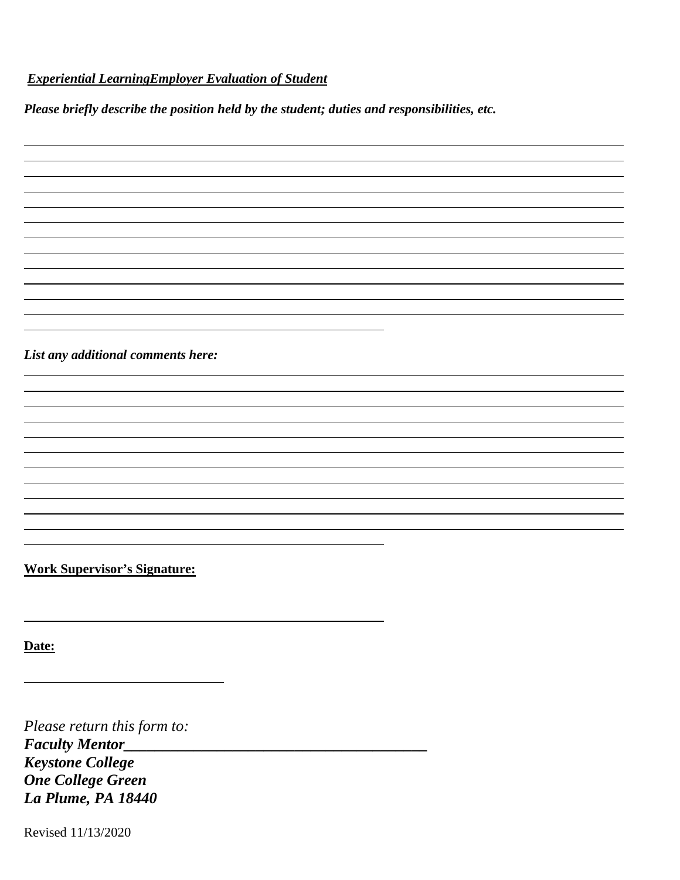***Experiential LearningEmployer Evaluation of Student***

***Please briefly describe the position held by the student; duties and responsibilities, etc.***

***List any additional comments here:***

**Work Supervisor's Signature:**

**Date:**

*Please return this form to:*
***Faculty Mentor________________________________________***
***Keystone College***
***One College Green***
***La Plume, PA 18440***

Revised 11/13/2020